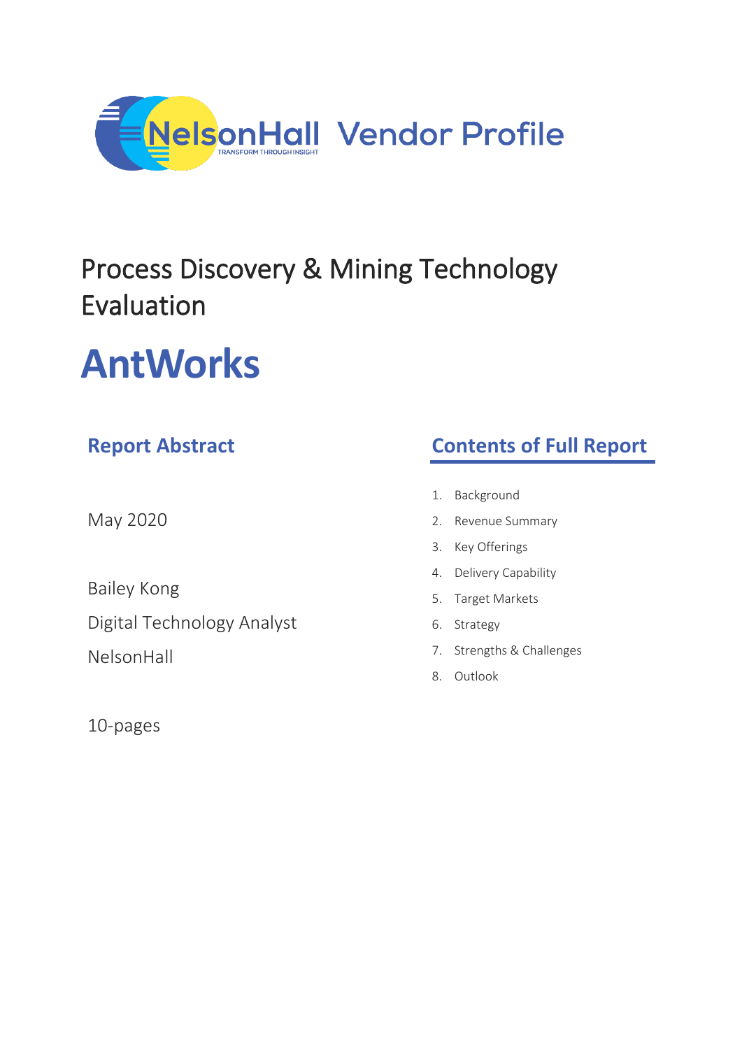NelsonHall Vendor Profile

# Process Discovery & Mining Technology Evaluation

# AntWorks

## Report Abstract

May 2020

Bailey Kong

Digital Technology Analyst

NelsonHall

10-pages

## Contents of Full Report

1. Background
2. Revenue Summary
3. Key Offerings
4. Delivery Capability
5. Target Markets
6. Strategy
7. Strengths & Challenges
8. Outlook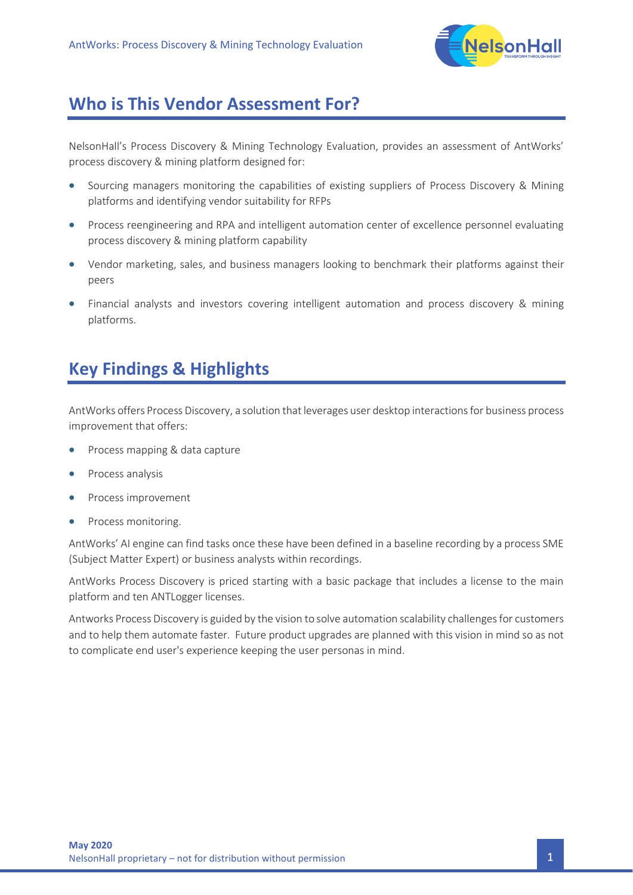## Who is This Vendor Assessment For?

NelsonHall's Process Discovery & Mining Technology Evaluation, provides an assessment of AntWorks' process discovery & mining platform designed for:

- Sourcing managers monitoring the capabilities of existing suppliers of Process Discovery & Mining platforms and identifying vendor suitability for RFPs
- Process reengineering and RPA and intelligent automation center of excellence personnel evaluating process discovery & mining platform capability
- Vendor marketing, sales, and business managers looking to benchmark their platforms against their peers
- Financial analysts and investors covering intelligent automation and process discovery & mining platforms.

## Key Findings & Highlights

AntWorks offers Process Discovery, a solution that leverages user desktop interactions for business process improvement that offers:

- Process mapping & data capture
- Process analysis
- Process improvement
- Process monitoring.

AntWorks' AI engine can find tasks once these have been defined in a baseline recording by a process SME (Subject Matter Expert) or business analysts within recordings.

AntWorks Process Discovery is priced starting with a basic package that includes a license to the main platform and ten ANTLogger licenses.

Antworks Process Discovery is guided by the vision to solve automation scalability challenges for customers and to help them automate faster. Future product upgrades are planned with this vision in mind so as not to complicate end user's experience keeping the user personas in mind.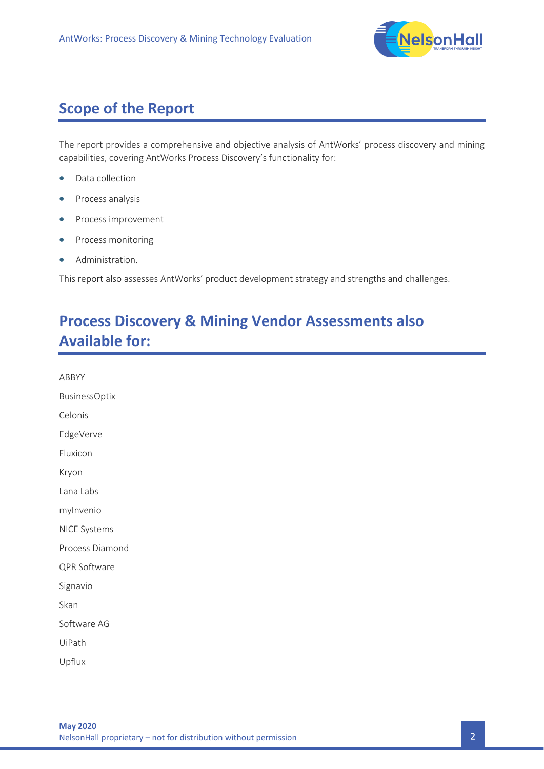## Scope of the Report

The report provides a comprehensive and objective analysis of AntWorks' process discovery and mining capabilities, covering AntWorks Process Discovery's functionality for:

- Data collection
- Process analysis
- Process improvement
- Process monitoring
- Administration.

This report also assesses AntWorks' product development strategy and strengths and challenges.

## Process Discovery & Mining Vendor Assessments also Available for:

ABBYY

BusinessOptix

Celonis

EdgeVerve

Fluxicon

Kryon

Lana Labs

myInvenio

NICE Systems

Process Diamond

QPR Software

Signavio

Skan

Software AG

UiPath

Upflux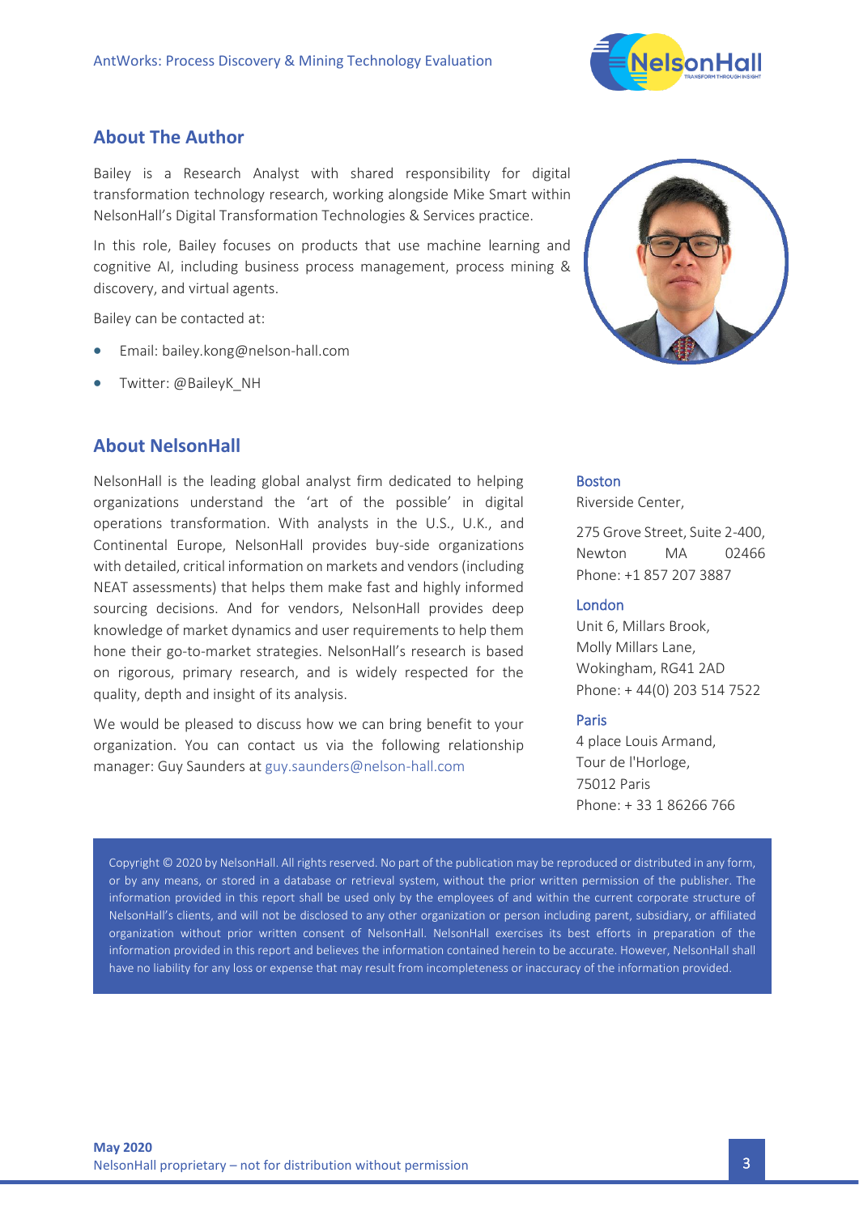## About The Author

Bailey is a Research Analyst with shared responsibility for digital transformation technology research, working alongside Mike Smart within NelsonHall's Digital Transformation Technologies & Services practice.

In this role, Bailey focuses on products that use machine learning and cognitive AI, including business process management, process mining & discovery, and virtual agents.

Bailey can be contacted at:

- Email: bailey.kong@nelson-hall.com
- Twitter: @BaileyK_NH

## About NelsonHall

NelsonHall is the leading global analyst firm dedicated to helping organizations understand the 'art of the possible' in digital operations transformation. With analysts in the U.S., U.K., and Continental Europe, NelsonHall provides buy-side organizations with detailed, critical information on markets and vendors (including NEAT assessments) that helps them make fast and highly informed sourcing decisions. And for vendors, NelsonHall provides deep knowledge of market dynamics and user requirements to help them hone their go-to-market strategies. NelsonHall's research is based on rigorous, primary research, and is widely respected for the quality, depth and insight of its analysis.

We would be pleased to discuss how we can bring benefit to your organization. You can contact us via the following relationship manager: Guy Saunders at guy.saunders@nelson-hall.com

**Boston**
Riverside Center,

275 Grove Street, Suite 2-400, Newton MA 02466
Phone: +1 857 207 3887

**London**
Unit 6, Millars Brook,
Molly Millars Lane,
Wokingham, RG41 2AD
Phone: + 44(0) 203 514 7522

**Paris**
4 place Louis Armand,
Tour de l'Horloge,
75012 Paris
Phone: + 33 1 86266 766

Copyright © 2020 by NelsonHall. All rights reserved. No part of the publication may be reproduced or distributed in any form, or by any means, or stored in a database or retrieval system, without the prior written permission of the publisher. The information provided in this report shall be used only by the employees of and within the current corporate structure of NelsonHall's clients, and will not be disclosed to any other organization or person including parent, subsidiary, or affiliated organization without prior written consent of NelsonHall. NelsonHall exercises its best efforts in preparation of the information provided in this report and believes the information contained herein to be accurate. However, NelsonHall shall have no liability for any loss or expense that may result from incompleteness or inaccuracy of the information provided.